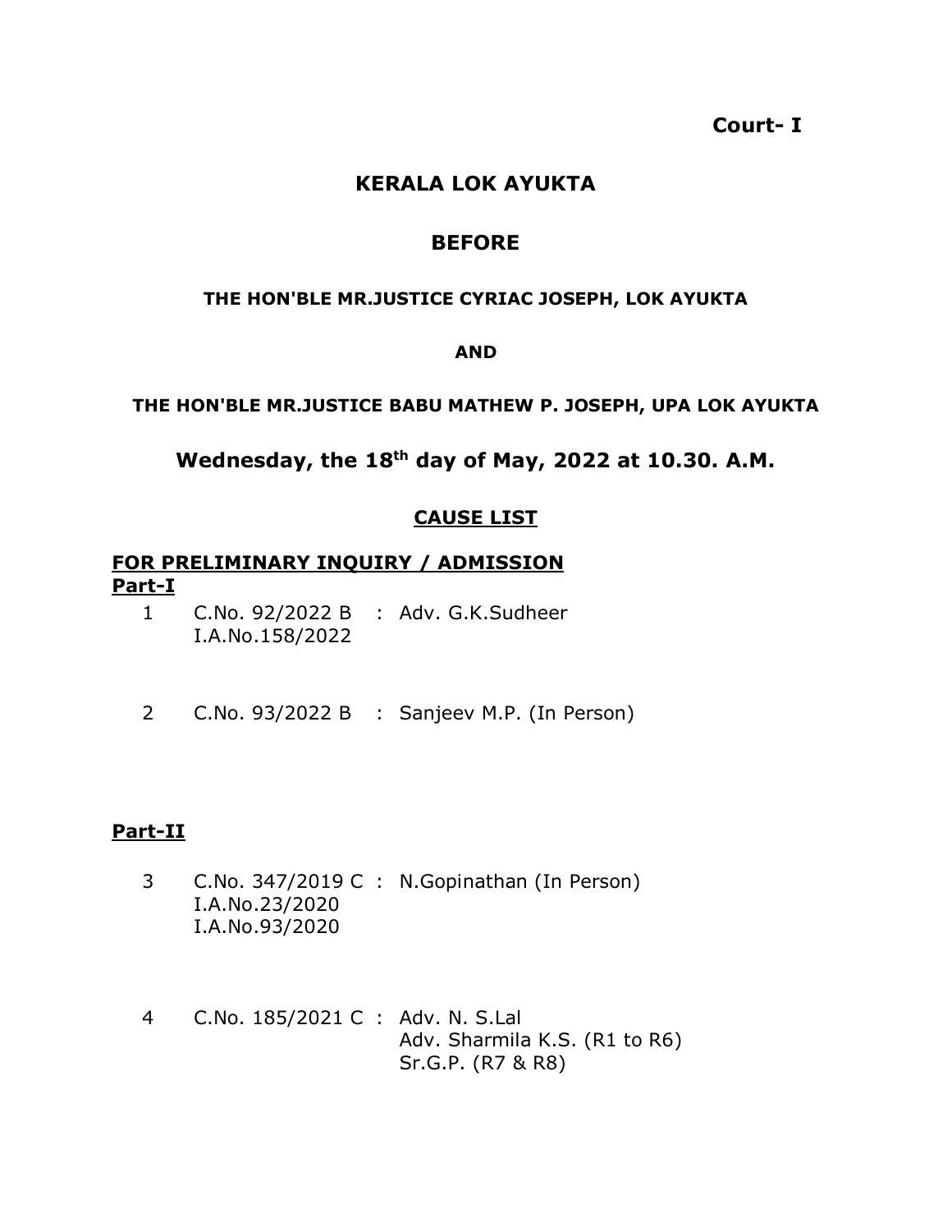**Court- I**

# KERALA LOK AYUKTA

## BEFORE

**THE HON'BLE MR.JUSTICE CYRIAC JOSEPH, LOK AYUKTA**

**AND**

**THE HON'BLE MR.JUSTICE BABU MATHEW P. JOSEPH, UPA LOK AYUKTA**

## Wednesday, the 18th day of May, 2022 at 10.30. A.M.

**CAUSE LIST**

**FOR PRELIMINARY INQUIRY / ADMISSION**

**Part-I**

| | | |
|---|---|---|
| 1 | C.No. 92/2022 B<br>I.A.No.158/2022 | : Adv. G.K.Sudheer |
| 2 | C.No. 93/2022 B | : Sanjeev M.P. (In Person) |

**Part-II**

| | | |
|---|---|---|
| 3 | C.No. 347/2019 C<br>I.A.No.23/2020<br>I.A.No.93/2020 | : N.Gopinathan (In Person) |
| 4 | C.No. 185/2021 C | : Adv. N. S.Lal<br>Adv. Sharmila K.S. (R1 to R6)<br>Sr.G.P. (R7 & R8) |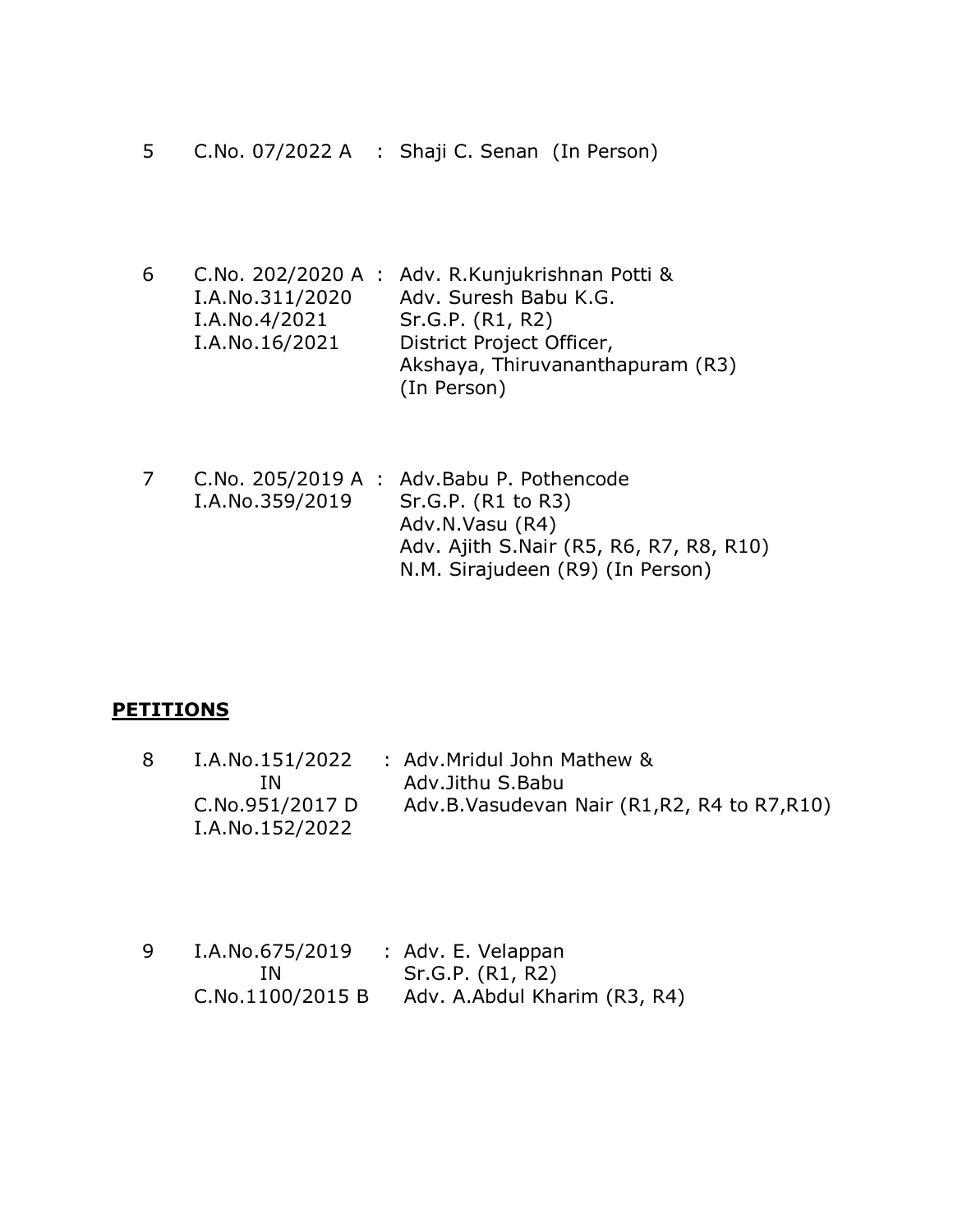| | | | |
|---|---|---|---|
| 5 | C.No. 07/2022 A | : | Shaji C. Senan (In Person) |
| 6 | C.No. 202/2020 A<br>I.A.No.311/2020<br>I.A.No.4/2021<br>I.A.No.16/2021 | : | Adv. R.Kunjukrishnan Potti &<br>Adv. Suresh Babu K.G.<br>Sr.G.P. (R1, R2)<br>District Project Officer,<br>Akshaya, Thiruvananthapuram (R3)<br>(In Person) |
| 7 | C.No. 205/2019 A<br>I.A.No.359/2019 | : | Adv.Babu P. Pothencode<br>Sr.G.P. (R1 to R3)<br>Adv.N.Vasu (R4)<br>Adv. Ajith S.Nair (R5, R6, R7, R8, R10)<br>N.M. Sirajudeen (R9) (In Person) |

## PETITIONS

| | | | |
|---|---|---|---|
| 8 | I.A.No.151/2022<br>IN<br>C.No.951/2017 D<br>I.A.No.152/2022 | : | Adv.Mridul John Mathew &<br>Adv.Jithu S.Babu<br>Adv.B.Vasudevan Nair (R1,R2, R4 to R7,R10) |
| 9 | I.A.No.675/2019<br>IN<br>C.No.1100/2015 B | : | Adv. E. Velappan<br>Sr.G.P. (R1, R2)<br>Adv. A.Abdul Kharim (R3, R4) |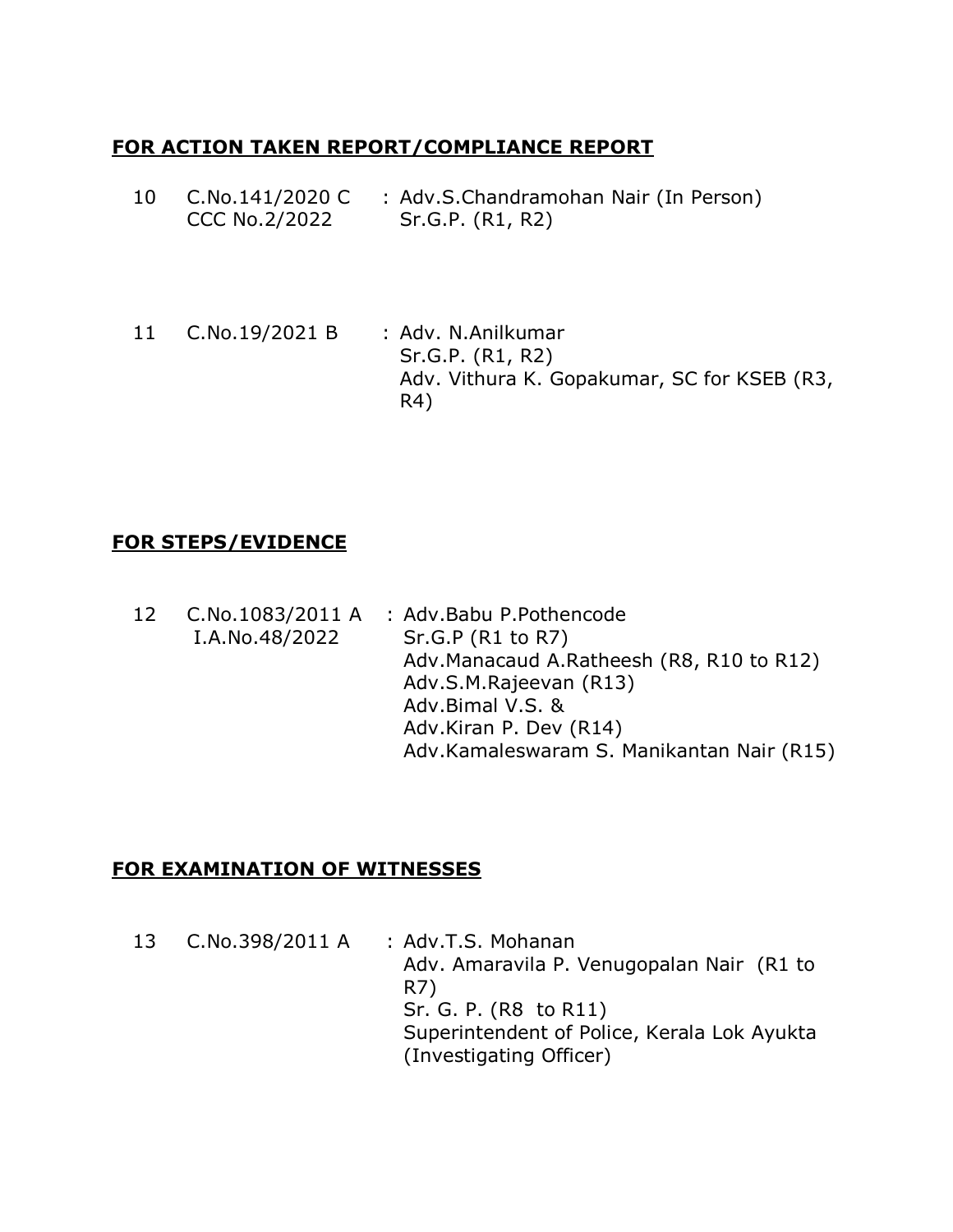**FOR ACTION TAKEN REPORT/COMPLIANCE REPORT**

| | | |
|---|---|---|
| 10 | C.No.141/2020 C<br>CCC No.2/2022 | : Adv.S.Chandramohan Nair (In Person)<br>Sr.G.P. (R1, R2) |
| 11 | C.No.19/2021 B | : Adv. N.Anilkumar<br>Sr.G.P. (R1, R2)<br>Adv. Vithura K. Gopakumar, SC for KSEB (R3, R4) |

**FOR STEPS/EVIDENCE**

| | | |
|---|---|---|
| 12 | C.No.1083/2011 A<br>I.A.No.48/2022 | : Adv.Babu P.Pothencode<br>Sr.G.P (R1 to R7)<br>Adv.Manacaud A.Ratheesh (R8, R10 to R12)<br>Adv.S.M.Rajeevan (R13)<br>Adv.Bimal V.S. &<br>Adv.Kiran P. Dev (R14)<br>Adv.Kamaleswaram S. Manikantan Nair (R15) |

**FOR EXAMINATION OF WITNESSES**

| | | |
|---|---|---|
| 13 | C.No.398/2011 A | : Adv.T.S. Mohanan<br>Adv. Amaravila P. Venugopalan Nair (R1 to R7)<br>Sr. G. P. (R8 to R11)<br>Superintendent of Police, Kerala Lok Ayukta (Investigating Officer) |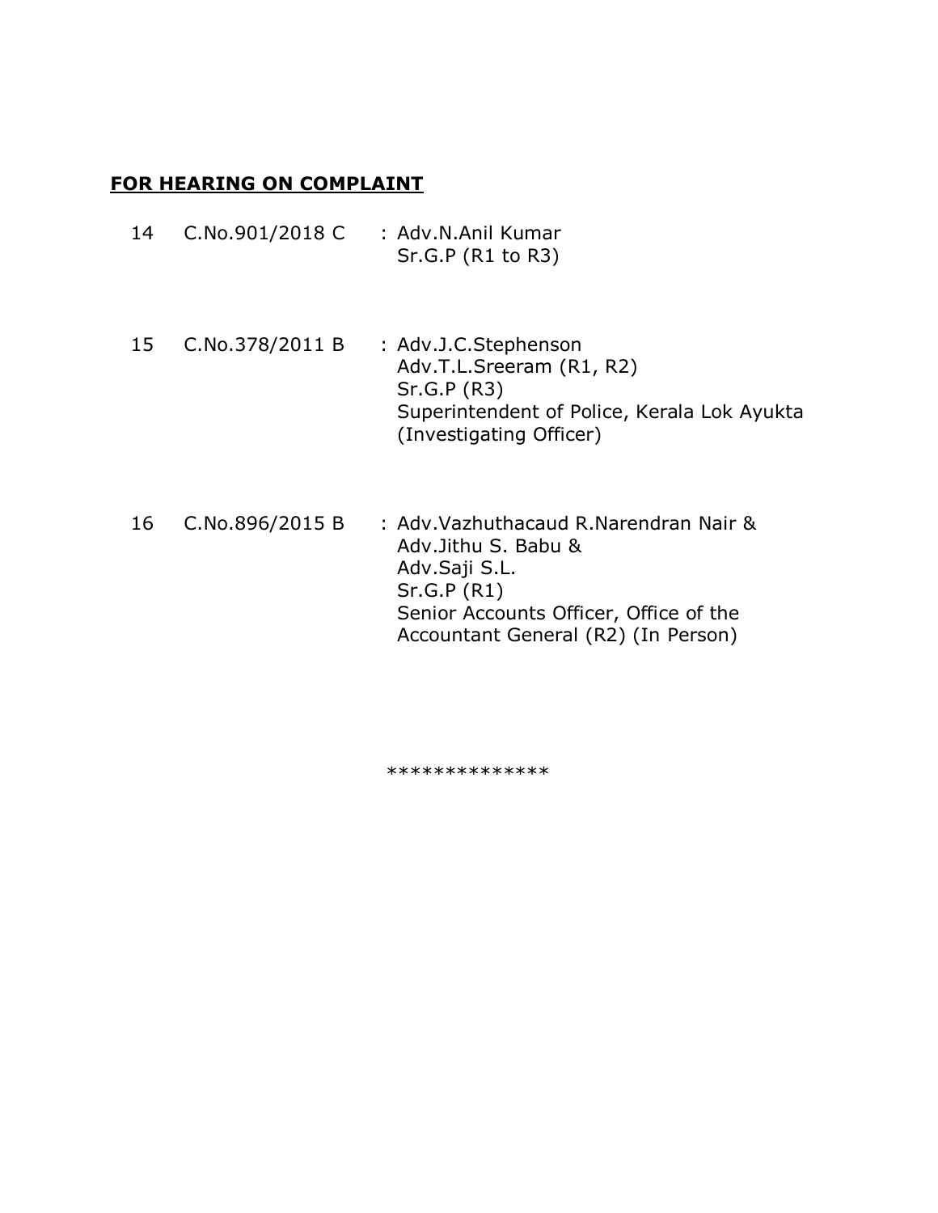## **FOR HEARING ON COMPLAINT**

| | | |
|---|---|---|
| 14 | C.No.901/2018 C | : Adv.N.Anil Kumar<br>Sr.G.P (R1 to R3) |
| 15 | C.No.378/2011 B | : Adv.J.C.Stephenson<br>Adv.T.L.Sreeram (R1, R2)<br>Sr.G.P (R3)<br>Superintendent of Police, Kerala Lok Ayukta (Investigating Officer) |
| 16 | C.No.896/2015 B | : Adv.Vazhuthacaud R.Narendran Nair &<br>Adv.Jithu S. Babu &<br>Adv.Saji S.L.<br>Sr.G.P (R1)<br>Senior Accounts Officer, Office of the Accountant General (R2) (In Person) |

**************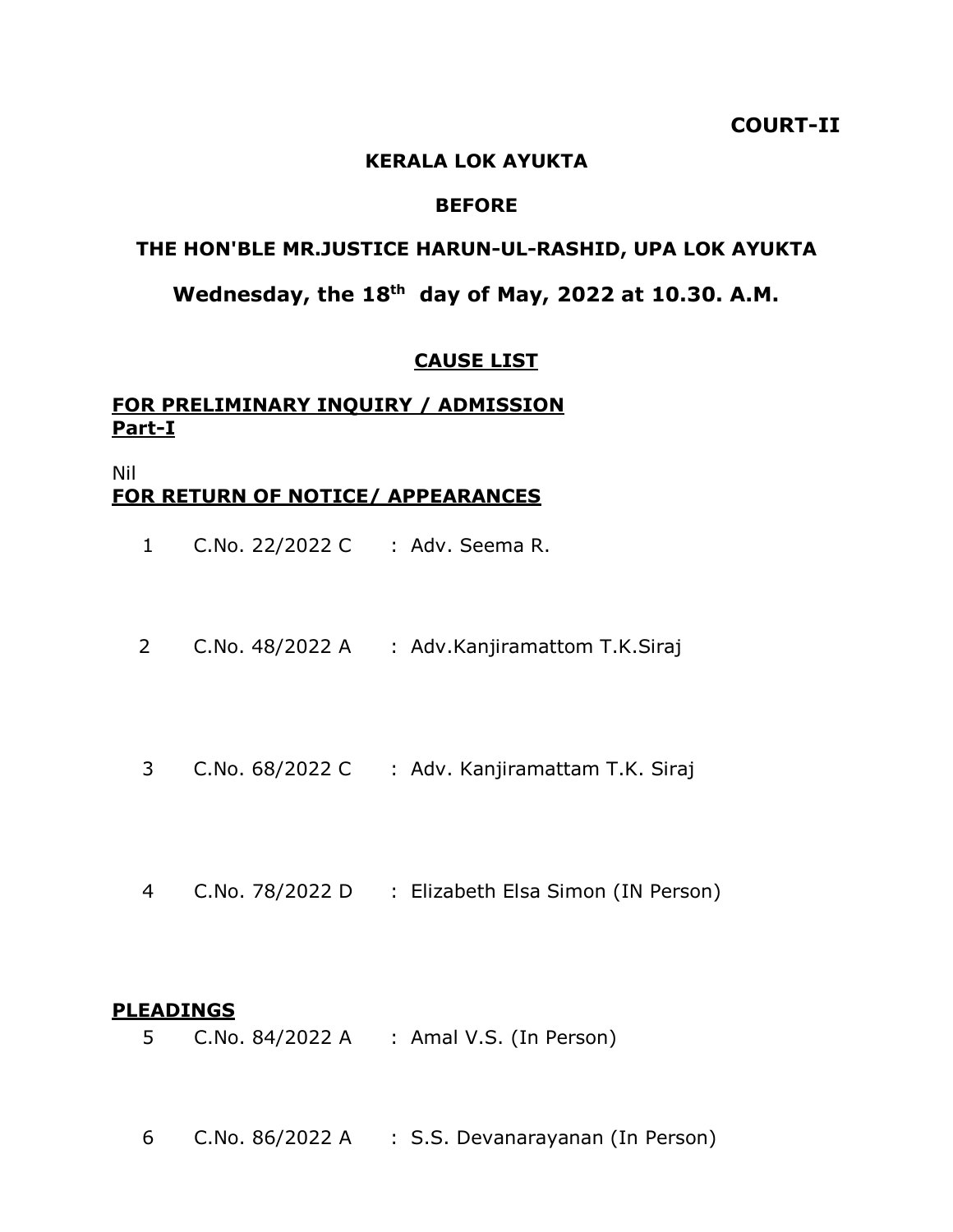**COURT-II**

**KERALA LOK AYUKTA**

**BEFORE**

**THE HON'BLE MR.JUSTICE HARUN-UL-RASHID, UPA LOK AYUKTA**

**Wednesday, the 18th day of May, 2022 at 10.30. A.M.**

**CAUSE LIST**

**FOR PRELIMINARY INQUIRY / ADMISSION**
**Part-I**

Nil

**FOR RETURN OF NOTICE/ APPEARANCES**

1 C.No. 22/2022 C : Adv. Seema R.

2 C.No. 48/2022 A : Adv.Kanjiramattom T.K.Siraj

3 C.No. 68/2022 C : Adv. Kanjiramattam T.K. Siraj

4 C.No. 78/2022 D : Elizabeth Elsa Simon (IN Person)

**PLEADINGS**

5 C.No. 84/2022 A : Amal V.S. (In Person)

6 C.No. 86/2022 A : S.S. Devanarayanan (In Person)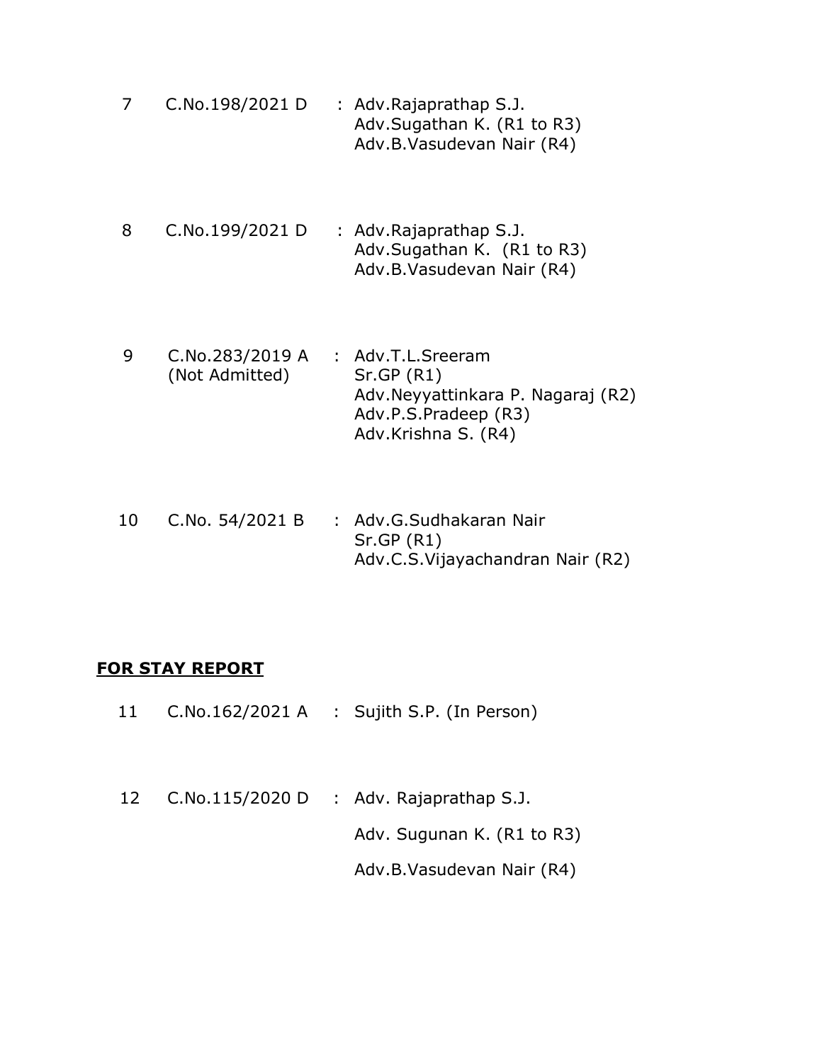| | | | |
|---|---|---|---|
| 7 | C.No.198/2021 D | : | Adv.Rajaprathap S.J.<br>Adv.Sugathan K. (R1 to R3)<br>Adv.B.Vasudevan Nair (R4) |
| 8 | C.No.199/2021 D | : | Adv.Rajaprathap S.J.<br>Adv.Sugathan K. (R1 to R3)<br>Adv.B.Vasudevan Nair (R4) |
| 9 | C.No.283/2019 A<br>(Not Admitted) | : | Adv.T.L.Sreeram<br>Sr.GP (R1)<br>Adv.Neyyattinkara P. Nagaraj (R2)<br>Adv.P.S.Pradeep (R3)<br>Adv.Krishna S. (R4) |
| 10 | C.No. 54/2021 B | : | Adv.G.Sudhakaran Nair<br>Sr.GP (R1)<br>Adv.C.S.Vijayachandran Nair (R2) |

**FOR STAY REPORT**

| | | | |
|---|---|---|---|
| 11 | C.No.162/2021 A | : | Sujith S.P. (In Person) |
| 12 | C.No.115/2020 D | : | Adv. Rajaprathap S.J.<br>Adv. Sugunan K. (R1 to R3)<br>Adv.B.Vasudevan Nair (R4) |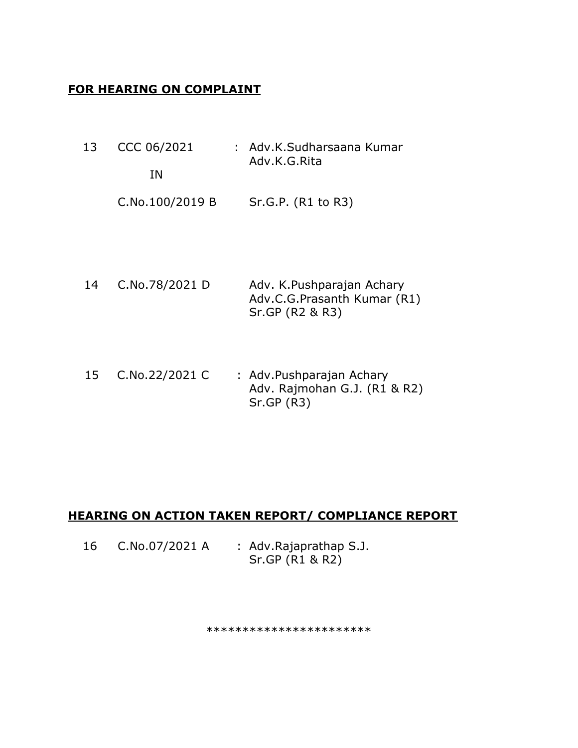**FOR HEARING ON COMPLAINT**

| | | |
|---|---|---|
| 13 | CCC 06/2021<br>IN<br>C.No.100/2019 B | : Adv.K.Sudharsaana Kumar<br>Adv.K.G.Rita<br>Sr.G.P. (R1 to R3) |
| 14 | C.No.78/2021 D | Adv. K.Pushparajan Achary<br>Adv.C.G.Prasanth Kumar (R1)<br>Sr.GP (R2 & R3) |
| 15 | C.No.22/2021 C | : Adv.Pushparajan Achary<br>Adv. Rajmohan G.J. (R1 & R2)<br>Sr.GP (R3) |

**HEARING ON ACTION TAKEN REPORT/ COMPLIANCE REPORT**

| | | |
|---|---|---|
| 16 | C.No.07/2021 A | : Adv.Rajaprathap S.J.<br>Sr.GP (R1 & R2) |

***********************